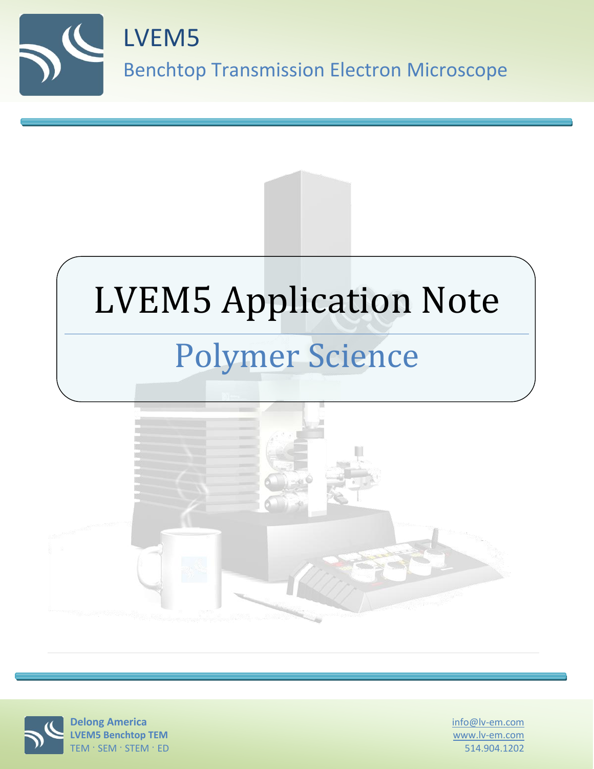# LVEM5

## Benchtop Transmission Electron Microscope

# LVEM5 Application Note

## Polymer Science

**Delong America**
**LVEM5 Benchtop TEM**
TEM · SEM · STEM · ED

info@lv-em.com
www.lv-em.com
514.904.1202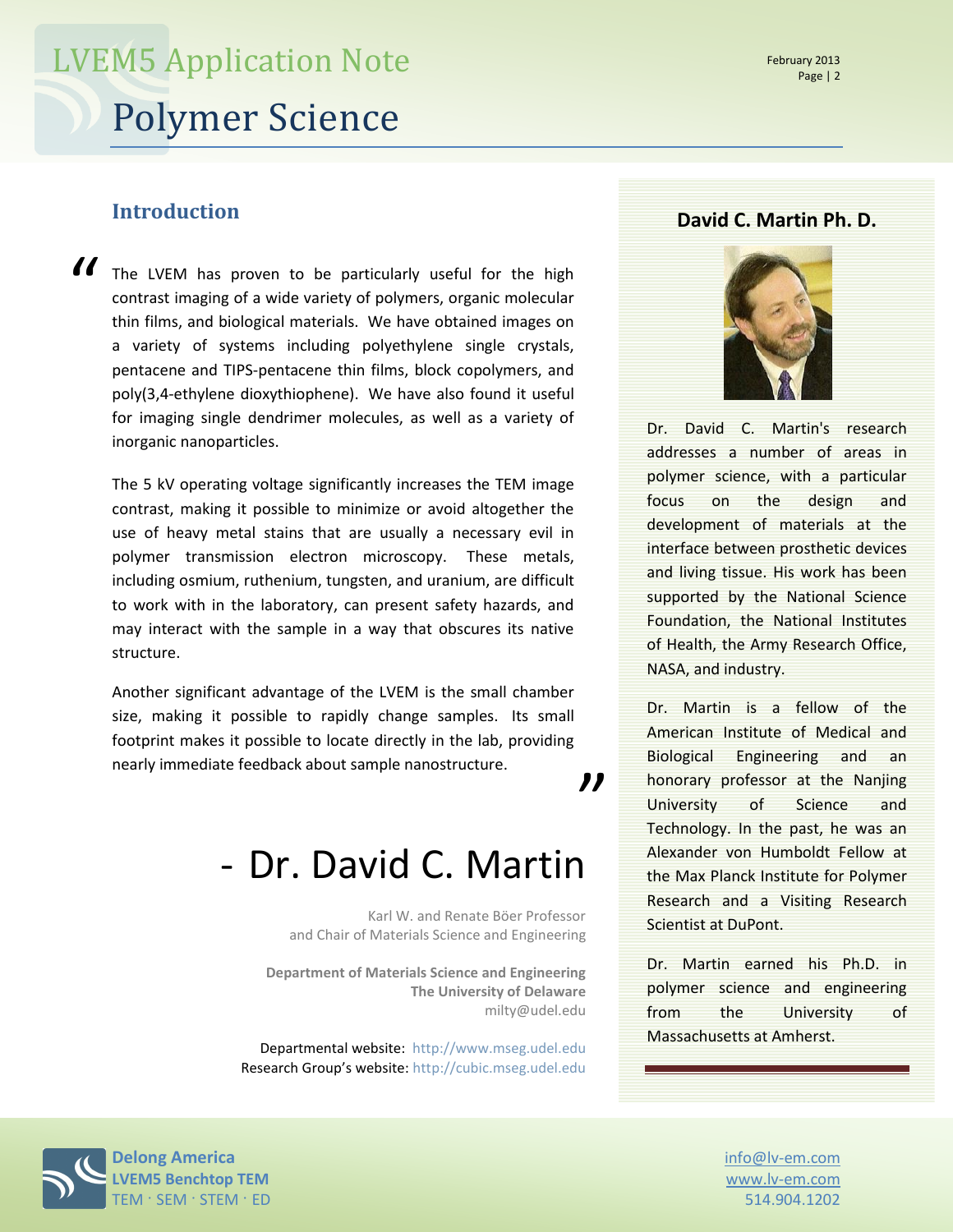## Introduction

"The LVEM has proven to be particularly useful for the high contrast imaging of a wide variety of polymers, organic molecular thin films, and biological materials. We have obtained images on a variety of systems including polyethylene single crystals, pentacene and TIPS-pentacene thin films, block copolymers, and poly(3,4-ethylene dioxythiophene). We have also found it useful for imaging single dendrimer molecules, as well as a variety of inorganic nanoparticles.

The 5 kV operating voltage significantly increases the TEM image contrast, making it possible to minimize or avoid altogether the use of heavy metal stains that are usually a necessary evil in polymer transmission electron microscopy. These metals, including osmium, ruthenium, tungsten, and uranium, are difficult to work with in the laboratory, can present safety hazards, and may interact with the sample in a way that obscures its native structure.

Another significant advantage of the LVEM is the small chamber size, making it possible to rapidly change samples. Its small footprint makes it possible to locate directly in the lab, providing nearly immediate feedback about sample nanostructure."

# - Dr. David C. Martin

Karl W. and Renate Böer Professor
and Chair of Materials Science and Engineering

**Department of Materials Science and Engineering**
**The University of Delaware**
milty@udel.edu

Departmental website: http://www.mseg.udel.edu
Research Group's website: http://cubic.mseg.udel.edu

### David C. Martin Ph. D.

Dr. David C. Martin's research addresses a number of areas in polymer science, with a particular focus on the design and development of materials at the interface between prosthetic devices and living tissue. His work has been supported by the National Science Foundation, the National Institutes of Health, the Army Research Office, NASA, and industry.

Dr. Martin is a fellow of the American Institute of Medical and Biological Engineering and an honorary professor at the Nanjing University of Science and Technology. In the past, he was an Alexander von Humboldt Fellow at the Max Planck Institute for Polymer Research and a Visiting Research Scientist at DuPont.

Dr. Martin earned his Ph.D. in polymer science and engineering from the University of Massachusetts at Amherst.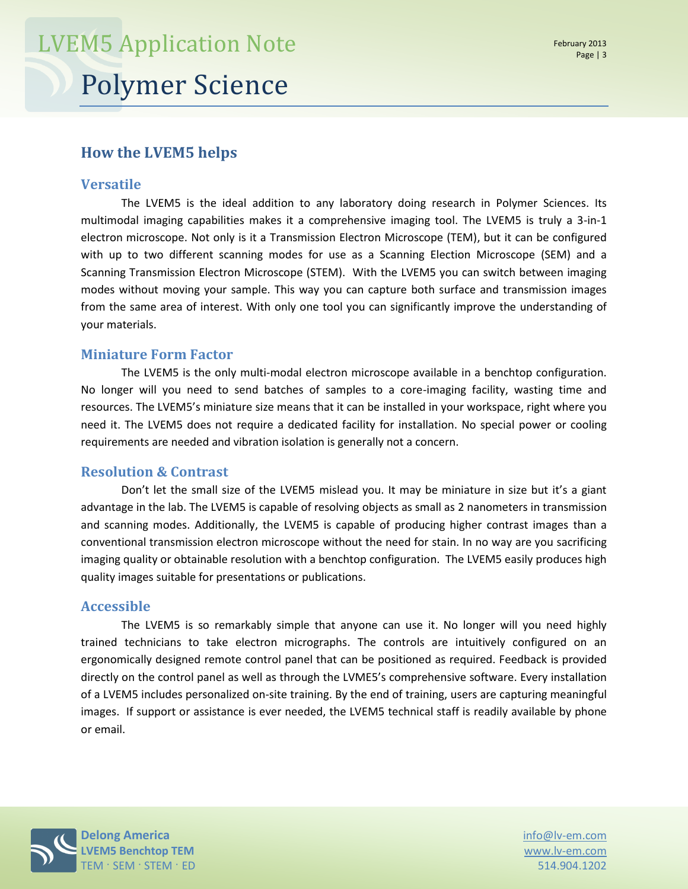## How the LVEM5 helps

### Versatile

The LVEM5 is the ideal addition to any laboratory doing research in Polymer Sciences. Its multimodal imaging capabilities makes it a comprehensive imaging tool. The LVEM5 is truly a 3-in-1 electron microscope. Not only is it a Transmission Electron Microscope (TEM), but it can be configured with up to two different scanning modes for use as a Scanning Election Microscope (SEM) and a Scanning Transmission Electron Microscope (STEM). With the LVEM5 you can switch between imaging modes without moving your sample. This way you can capture both surface and transmission images from the same area of interest. With only one tool you can significantly improve the understanding of your materials.

### Miniature Form Factor

The LVEM5 is the only multi-modal electron microscope available in a benchtop configuration. No longer will you need to send batches of samples to a core-imaging facility, wasting time and resources. The LVEM5's miniature size means that it can be installed in your workspace, right where you need it. The LVEM5 does not require a dedicated facility for installation. No special power or cooling requirements are needed and vibration isolation is generally not a concern.

### Resolution & Contrast

Don't let the small size of the LVEM5 mislead you. It may be miniature in size but it's a giant advantage in the lab. The LVEM5 is capable of resolving objects as small as 2 nanometers in transmission and scanning modes. Additionally, the LVEM5 is capable of producing higher contrast images than a conventional transmission electron microscope without the need for stain. In no way are you sacrificing imaging quality or obtainable resolution with a benchtop configuration. The LVEM5 easily produces high quality images suitable for presentations or publications.

### Accessible

The LVEM5 is so remarkably simple that anyone can use it. No longer will you need highly trained technicians to take electron micrographs. The controls are intuitively configured on an ergonomically designed remote control panel that can be positioned as required. Feedback is provided directly on the control panel as well as through the LVME5's comprehensive software. Every installation of a LVEM5 includes personalized on-site training. By the end of training, users are capturing meaningful images. If support or assistance is ever needed, the LVEM5 technical staff is readily available by phone or email.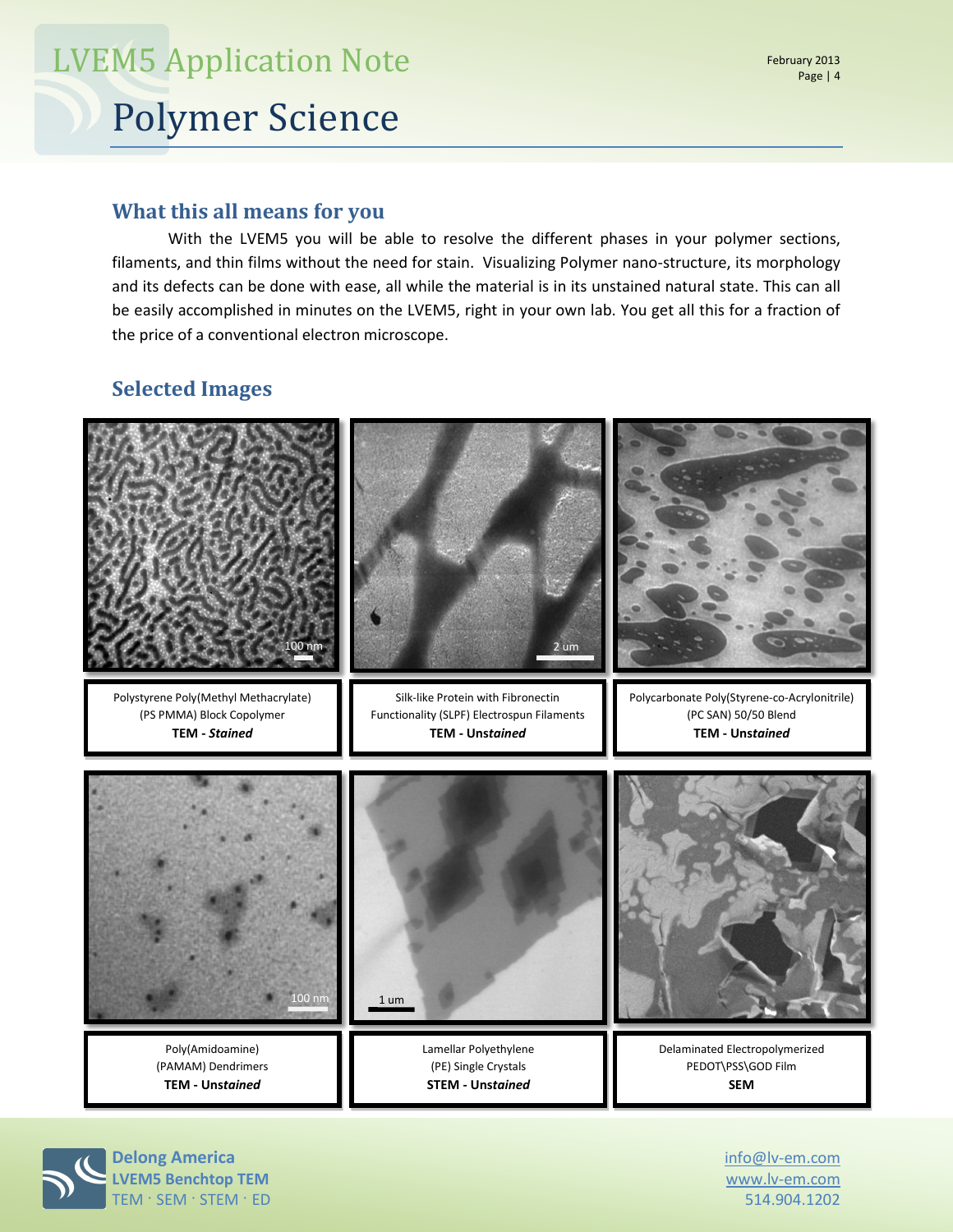## What this all means for you

With the LVEM5 you will be able to resolve the different phases in your polymer sections, filaments, and thin films without the need for stain. Visualizing Polymer nano-structure, its morphology and its defects can be done with ease, all while the material is in its unstained natural state. This can all be easily accomplished in minutes on the LVEM5, right in your own lab. You get all this for a fraction of the price of a conventional electron microscope.

## Selected Images

100 nm

Polystyrene Poly(Methyl Methacrylate) (PS PMMA) Block Copolymer
**TEM - *Stained***

2 um

Silk-like Protein with Fibronectin Functionality (SLPF) Electrospun Filaments
**TEM - Unstained**

Polycarbonate Poly(Styrene-co-Acrylonitrile) (PC SAN) 50/50 Blend
**TEM - *Unstained***

100 nm

Poly(Amidoamine) (PAMAM) Dendrimers
**TEM - *Unstained***

1 um

Lamellar Polyethylene (PE) Single Crystals
**STEM - *Unstained***

Delaminated Electropolymerized PEDOT\PSS\GOD Film
**SEM**

**Delong America**
**LVEM5 Benchtop TEM**
TEM · SEM · STEM · ED

info@lv-em.com
www.lv-em.com
514.904.1202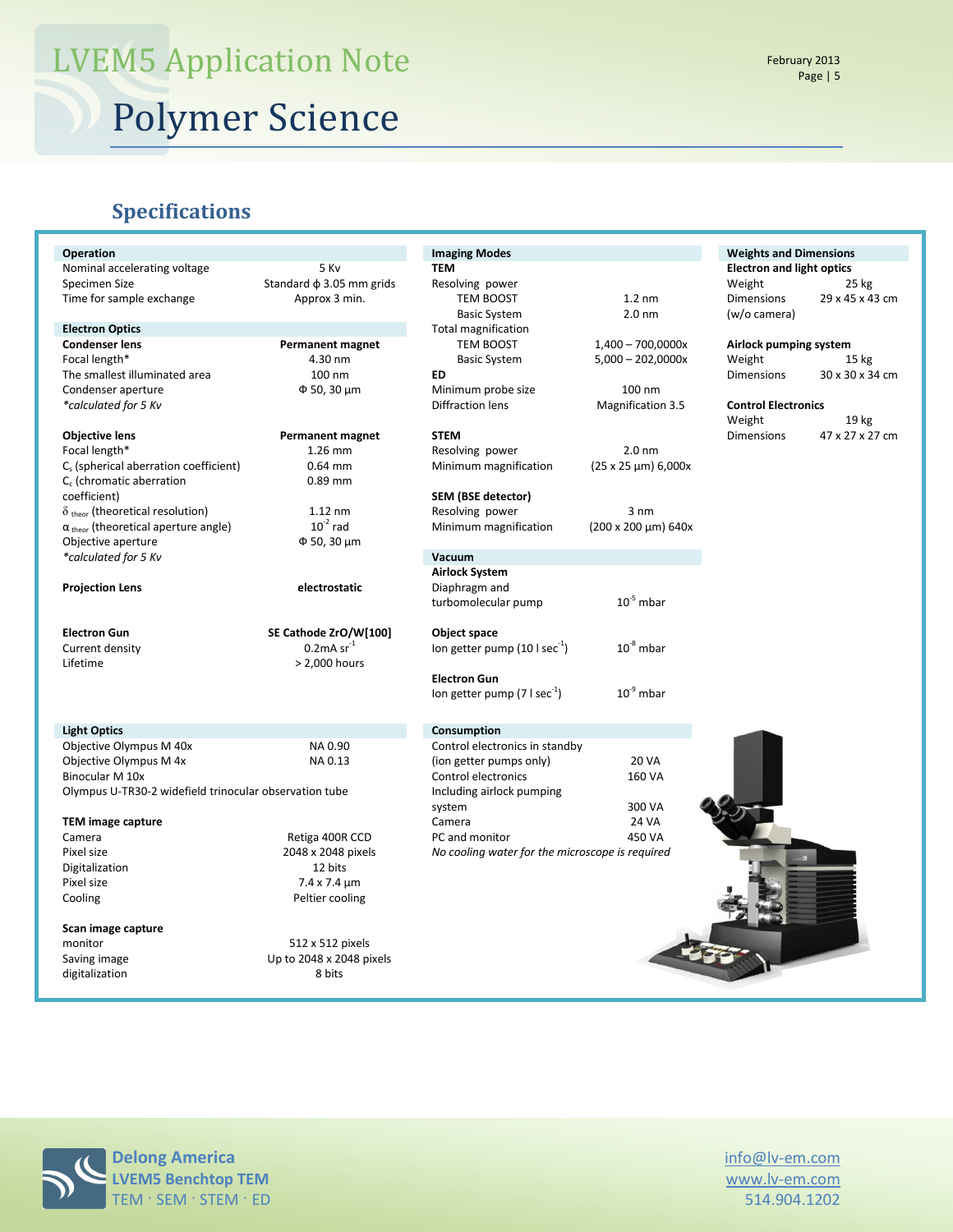# LVEM5 Application Note

# Polymer Science

## Specifications

### Operation

| | |
|---|---|
| Nominal accelerating voltage | 5 Kv |
| Specimen Size | Standard ϕ 3.05 mm grids |
| Time for sample exchange | Approx 3 min. |

### Electron Optics

| **Condenser lens** | **Permanent magnet** |
|---|---|
| Focal length* | 4.30 nm |
| The smallest illuminated area | 100 nm |
| Condenser aperture | Φ 50, 30 µm |
| *\*calculated for 5 Kv* | |

| **Objective lens** | **Permanent magnet** |
|---|---|
| Focal length* | 1.26 mm |
| $C_s$ (spherical aberration coefficient) | 0.64 mm |
| $C_c$ (chromatic aberration coefficient) | 0.89 mm |
| $\delta_{theor}$ (theoretical resolution) | 1.12 nm |
| $\alpha_{theor}$ (theoretical aperture angle) | $10^{-2}$ rad |
| Objective aperture | Φ 50, 30 µm |
| *\*calculated for 5 Kv* | |

| **Projection Lens** | **electrostatic** |
|---|---|

| **Electron Gun** | **SE Cathode ZrO/W[100]** |
|---|---|
| Current density | 0.2mA $sr^{-1}$ |
| Lifetime | > 2,000 hours |

### Light Optics

| | |
|---|---|
| Objective Olympus M 40x | NA 0.90 |
| Objective Olympus M 4x | NA 0.13 |
| Binocular M 10x | |
| Olympus U-TR30-2 widefield trinocular observation tube | |

| **TEM image capture** | |
|---|---|
| Camera | Retiga 400R CCD |
| Pixel size | 2048 x 2048 pixels |
| Digitalization | 12 bits |
| Pixel size | 7.4 x 7.4 µm |
| Cooling | Peltier cooling |

| **Scan image capture** | |
|---|---|
| monitor | 512 x 512 pixels |
| Saving image | Up to 2048 x 2048 pixels |
| digitalization | 8 bits |

### Imaging Modes

| **TEM** | |
|---|---|
| Resolving power | |
| TEM BOOST | 1.2 nm |
| Basic System | 2.0 nm |
| Total magnification | |
| TEM BOOST | 1,400 – 700,0000x |
| Basic System | 5,000 – 202,0000x |

| **ED** | |
|---|---|
| Minimum probe size | 100 nm |
| Diffraction lens | Magnification 3.5 |

| **STEM** | |
|---|---|
| Resolving power | 2.0 nm |
| Minimum magnification | (25 x 25 µm) 6,000x |

| **SEM (BSE detector)** | |
|---|---|
| Resolving power | 3 nm |
| Minimum magnification | (200 x 200 µm) 640x |

### Vacuum

| **Airlock System** | |
|---|---|
| Diaphragm and turbomolecular pump | $10^{-5}$ mbar |
| **Object space** | |
| Ion getter pump (10 l $sec^{-1}$) | $10^{-8}$ mbar |
| **Electron Gun** | |
| Ion getter pump (7 l $sec^{-1}$) | $10^{-9}$ mbar |

### Consumption

| | |
|---|---|
| Control electronics in standby (ion getter pumps only) | 20 VA |
| Control electronics | 160 VA |
| Including airlock pumping system | 300 VA |
| Camera | 24 VA |
| PC and monitor | 450 VA |

*No cooling water for the microscope is required*

### Weights and Dimensions

| **Electron and light optics** | |
|---|---|
| Weight | 25 kg |
| Dimensions (w/o camera) | 29 x 45 x 43 cm |

| **Airlock pumping system** | |
|---|---|
| Weight | 15 kg |
| Dimensions | 30 x 30 x 34 cm |

| **Control Electronics** | |
|---|---|
| Weight | 19 kg |
| Dimensions | 47 x 27 x 27 cm |

Delong America
LVEM5 Benchtop TEM
TEM · SEM · STEM · ED

info@lv-em.com
www.lv-em.com
514.904.1202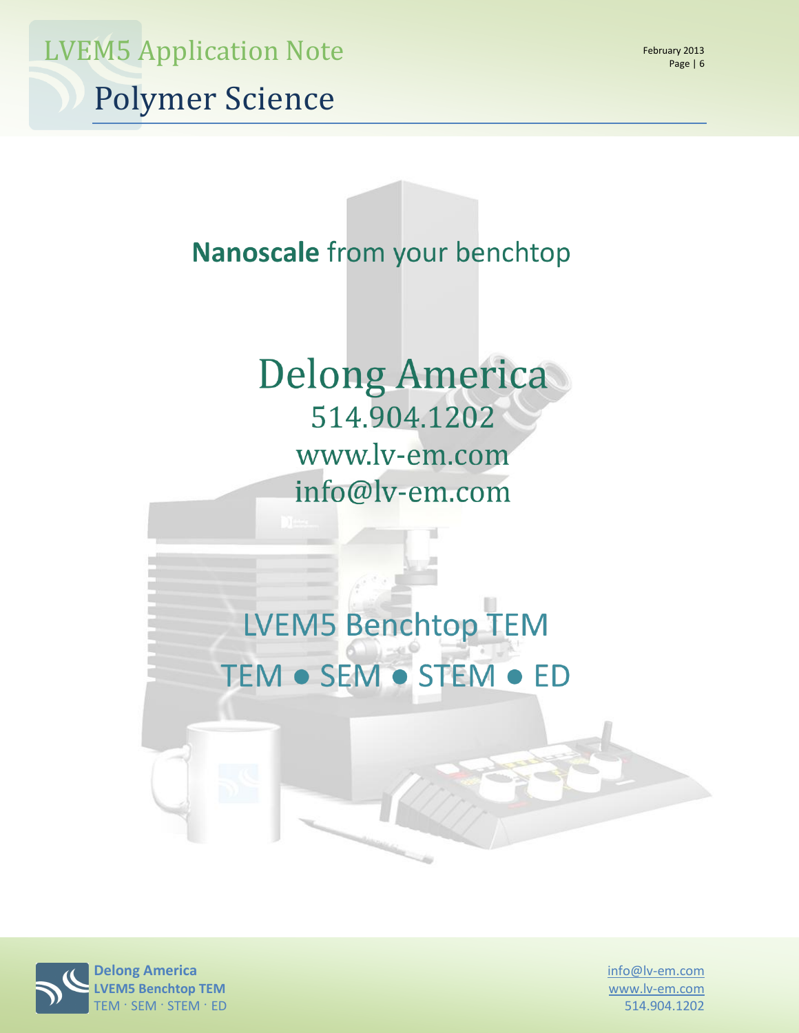**Nanoscale** from your benchtop

# Delong America

514.904.1202

www.lv-em.com

info@lv-em.com

## LVEM5 Benchtop TEM

TEM ● SEM ● STEM ● ED